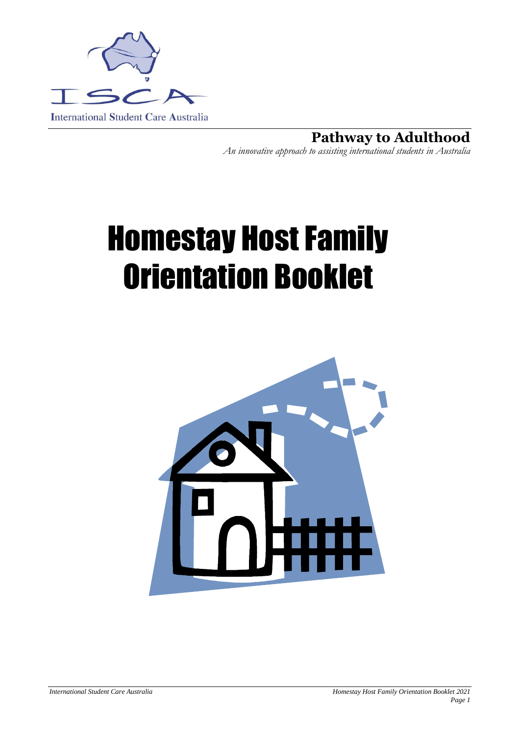ISCA

International Student Care Australia

**Pathway to Adulthood**

*An innovative approach to assisting international students in Australia*

# Homestay Host Family Orientation Booklet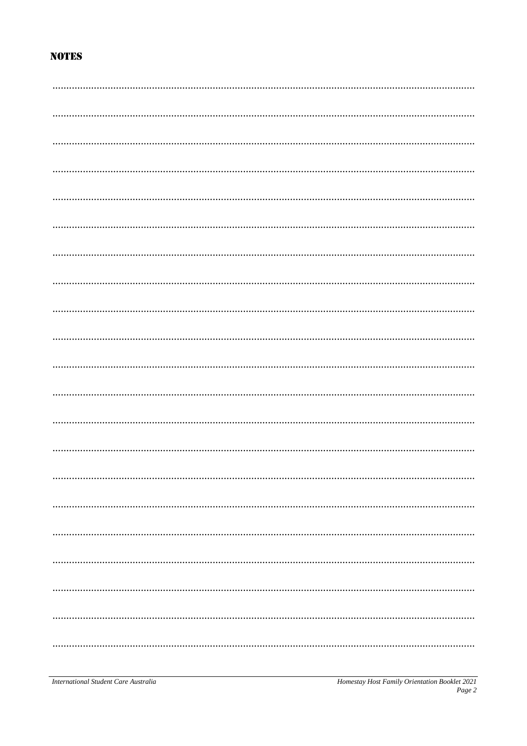## NOTES

........................................................................................................................................................

........................................................................................................................................................

........................................................................................................................................................

........................................................................................................................................................

........................................................................................................................................................

........................................................................................................................................................

........................................................................................................................................................

........................................................................................................................................................

........................................................................................................................................................

........................................................................................................................................................

........................................................................................................................................................

........................................................................................................................................................

........................................................................................................................................................

........................................................................................................................................................

........................................................................................................................................................

........................................................................................................................................................

........................................................................................................................................................

........................................................................................................................................................

........................................................................................................................................................

........................................................................................................................................................

........................................................................................................................................................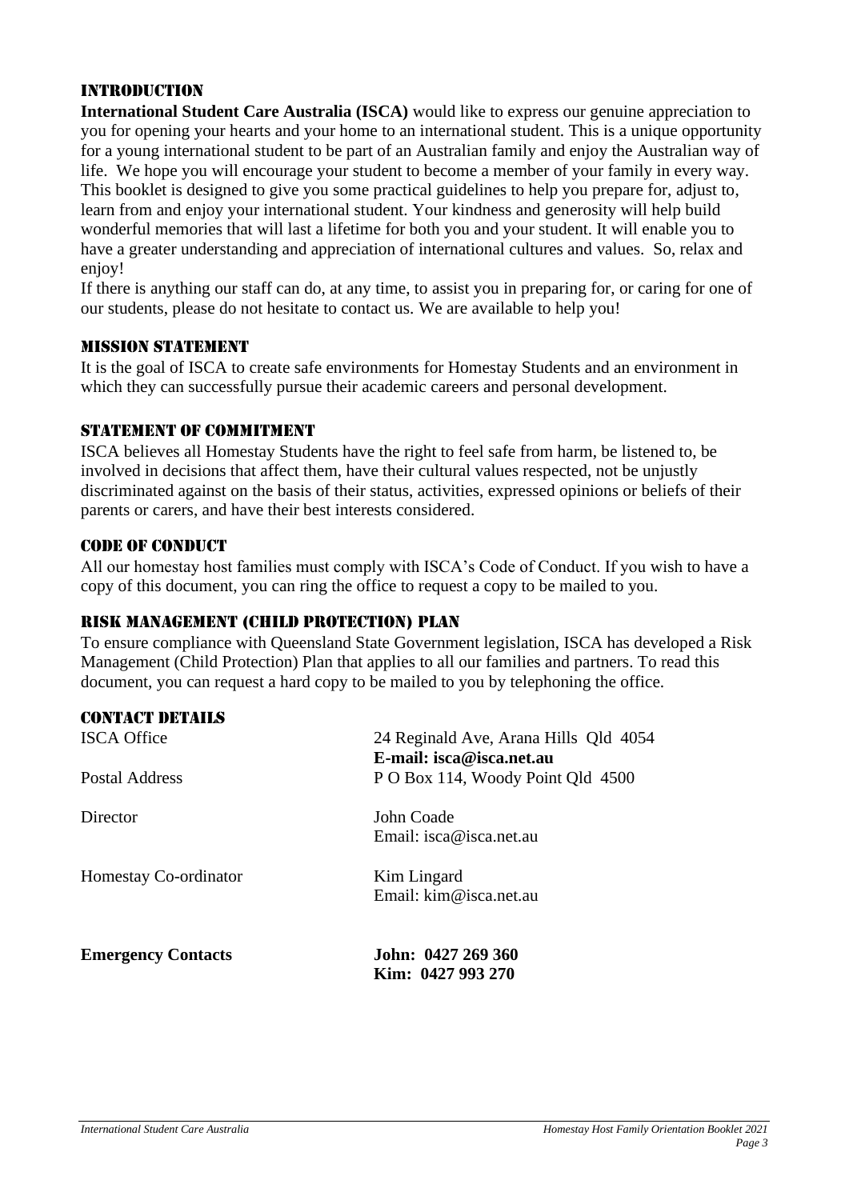## INTRODUCTION

**International Student Care Australia (ISCA)** would like to express our genuine appreciation to you for opening your hearts and your home to an international student. This is a unique opportunity for a young international student to be part of an Australian family and enjoy the Australian way of life. We hope you will encourage your student to become a member of your family in every way. This booklet is designed to give you some practical guidelines to help you prepare for, adjust to, learn from and enjoy your international student. Your kindness and generosity will help build wonderful memories that will last a lifetime for both you and your student. It will enable you to have a greater understanding and appreciation of international cultures and values. So, relax and enjoy!

If there is anything our staff can do, at any time, to assist you in preparing for, or caring for one of our students, please do not hesitate to contact us. We are available to help you!

## MISSION STATEMENT

It is the goal of ISCA to create safe environments for Homestay Students and an environment in which they can successfully pursue their academic careers and personal development.

## STATEMENT OF COMMITMENT

ISCA believes all Homestay Students have the right to feel safe from harm, be listened to, be involved in decisions that affect them, have their cultural values respected, not be unjustly discriminated against on the basis of their status, activities, expressed opinions or beliefs of their parents or carers, and have their best interests considered.

## CODE OF CONDUCT

All our homestay host families must comply with ISCA's Code of Conduct. If you wish to have a copy of this document, you can ring the office to request a copy to be mailed to you.

## RISK MANAGEMENT (CHILD PROTECTION) PLAN

To ensure compliance with Queensland State Government legislation, ISCA has developed a Risk Management (Child Protection) Plan that applies to all our families and partners. To read this document, you can request a hard copy to be mailed to you by telephoning the office.

## CONTACT DETAILS

| | |
|---|---|
| ISCA Office | 24 Reginald Ave, Arana Hills Qld 4054<br>**E-mail: isca@isca.net.au** |
| Postal Address | P O Box 114, Woody Point Qld 4500 |
| Director | John Coade<br>Email: isca@isca.net.au |
| Homestay Co-ordinator | Kim Lingard<br>Email: kim@isca.net.au |
| **Emergency Contacts** | **John: 0427 269 360**<br>**Kim: 0427 993 270** |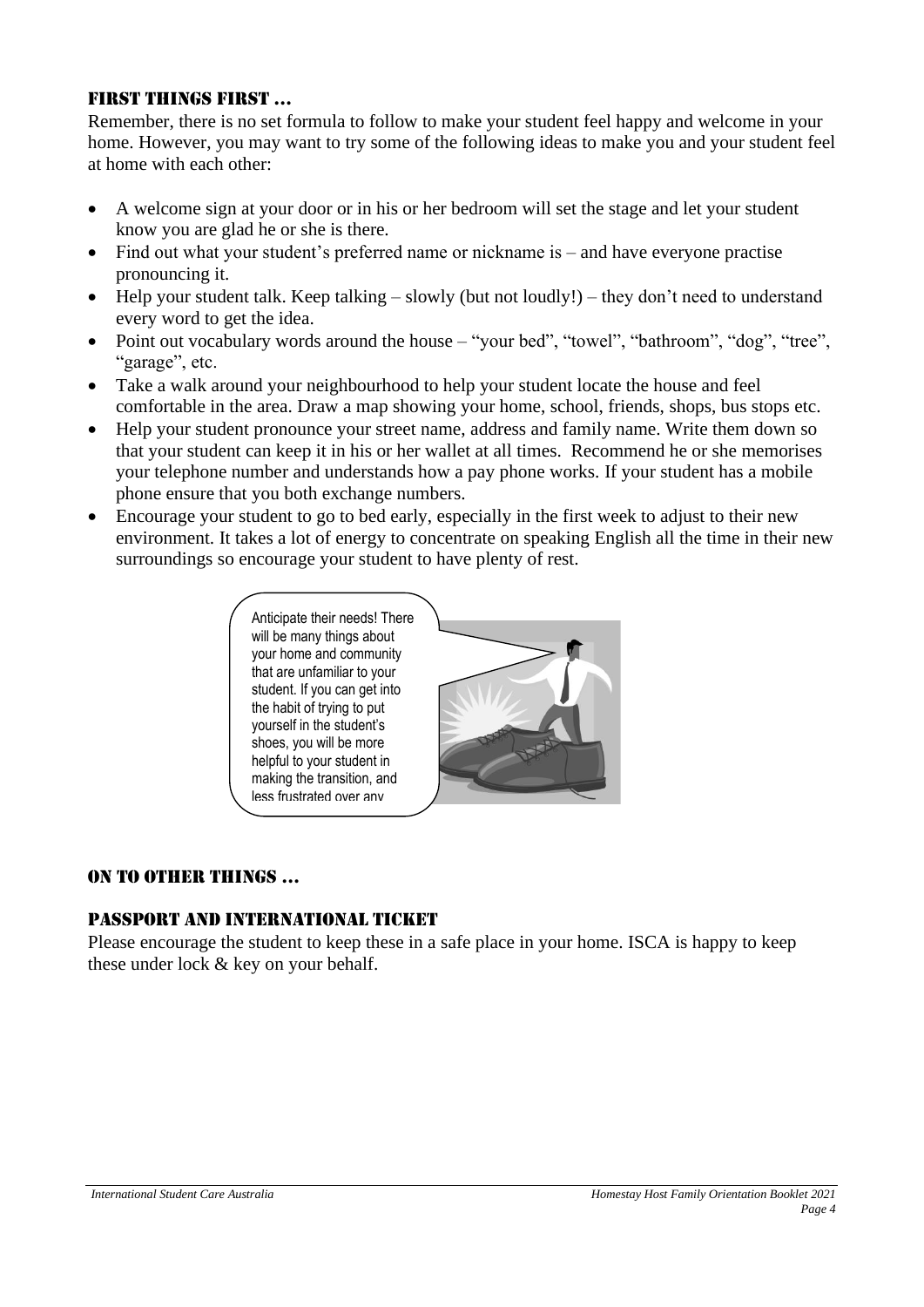## First things first …

Remember, there is no set formula to follow to make your student feel happy and welcome in your home. However, you may want to try some of the following ideas to make you and your student feel at home with each other:

- A welcome sign at your door or in his or her bedroom will set the stage and let your student know you are glad he or she is there.
- Find out what your student's preferred name or nickname is – and have everyone practise pronouncing it.
- Help your student talk. Keep talking – slowly (but not loudly!) – they don't need to understand every word to get the idea.
- Point out vocabulary words around the house – "your bed", "towel", "bathroom", "dog", "tree", "garage", etc.
- Take a walk around your neighbourhood to help your student locate the house and feel comfortable in the area. Draw a map showing your home, school, friends, shops, bus stops etc.
- Help your student pronounce your street name, address and family name. Write them down so that your student can keep it in his or her wallet at all times. Recommend he or she memorises your telephone number and understands how a pay phone works. If your student has a mobile phone ensure that you both exchange numbers.
- Encourage your student to go to bed early, especially in the first week to adjust to their new environment. It takes a lot of energy to concentrate on speaking English all the time in their new surroundings so encourage your student to have plenty of rest.

Anticipate their needs! There will be many things about your home and community that are unfamiliar to your student. If you can get into the habit of trying to put yourself in the student's shoes, you will be more helpful to your student in making the transition, and less frustrated over any

## On to other things …

### Passport and International Ticket

Please encourage the student to keep these in a safe place in your home. ISCA is happy to keep these under lock & key on your behalf.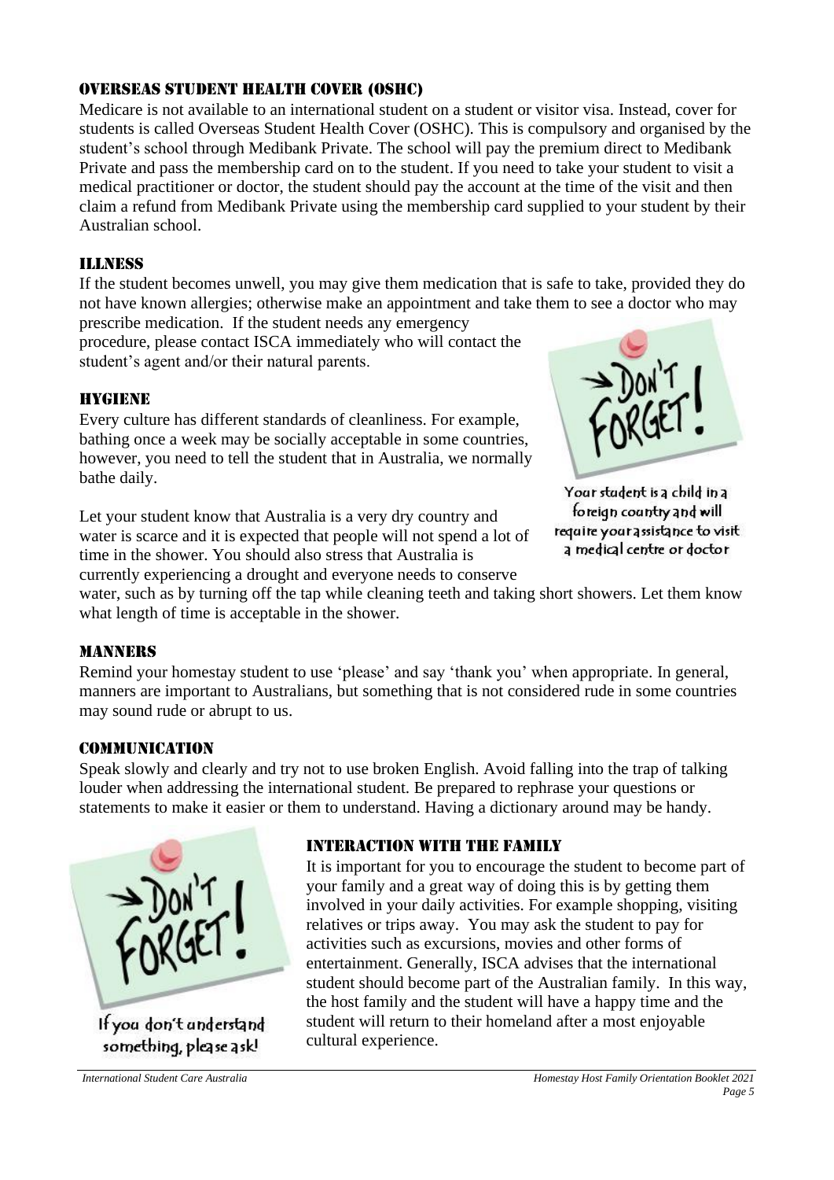## OVERSEAS STUDENT HEALTH COVER (OSHC)

Medicare is not available to an international student on a student or visitor visa. Instead, cover for students is called Overseas Student Health Cover (OSHC). This is compulsory and organised by the student's school through Medibank Private. The school will pay the premium direct to Medibank Private and pass the membership card on to the student. If you need to take your student to visit a medical practitioner or doctor, the student should pay the account at the time of the visit and then claim a refund from Medibank Private using the membership card supplied to your student by their Australian school.

## ILLNESS

If the student becomes unwell, you may give them medication that is safe to take, provided they do not have known allergies; otherwise make an appointment and take them to see a doctor who may prescribe medication. If the student needs any emergency procedure, please contact ISCA immediately who will contact the student's agent and/or their natural parents.

DON'T FORGET!

Your student is a child in a foreign country and will require your assistance to visit a medical centre or doctor

## HYGIENE

Every culture has different standards of cleanliness. For example, bathing once a week may be socially acceptable in some countries, however, you need to tell the student that in Australia, we normally bathe daily.

Let your student know that Australia is a very dry country and water is scarce and it is expected that people will not spend a lot of time in the shower. You should also stress that Australia is currently experiencing a drought and everyone needs to conserve water, such as by turning off the tap while cleaning teeth and taking short showers. Let them know what length of time is acceptable in the shower.

## MANNERS

Remind your homestay student to use 'please' and say 'thank you' when appropriate. In general, manners are important to Australians, but something that is not considered rude in some countries may sound rude or abrupt to us.

## COMMUNICATION

Speak slowly and clearly and try not to use broken English. Avoid falling into the trap of talking louder when addressing the international student. Be prepared to rephrase your questions or statements to make it easier or them to understand. Having a dictionary around may be handy.

DON'T FORGET!

If you don't understand something, please ask!

## INTERACTION WITH THE FAMILY

It is important for you to encourage the student to become part of your family and a great way of doing this is by getting them involved in your daily activities. For example shopping, visiting relatives or trips away. You may ask the student to pay for activities such as excursions, movies and other forms of entertainment. Generally, ISCA advises that the international student should become part of the Australian family. In this way, the host family and the student will have a happy time and the student will return to their homeland after a most enjoyable cultural experience.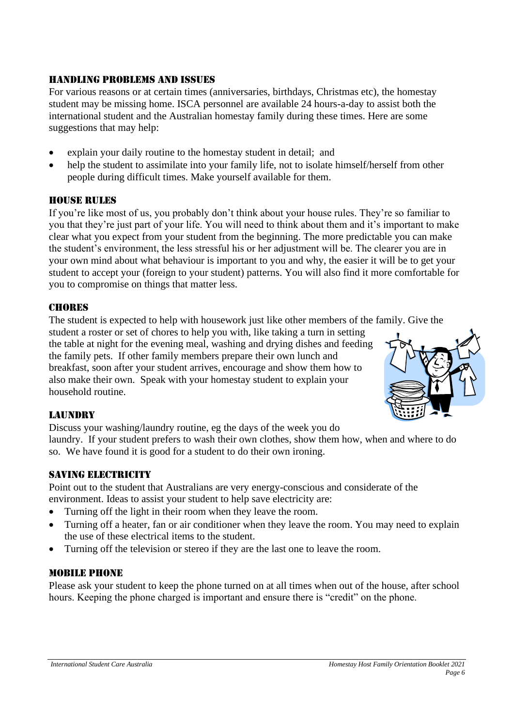## HANDLING PROBLEMS AND ISSUES

For various reasons or at certain times (anniversaries, birthdays, Christmas etc), the homestay student may be missing home. ISCA personnel are available 24 hours-a-day to assist both the international student and the Australian homestay family during these times. Here are some suggestions that may help:

- explain your daily routine to the homestay student in detail; and
- help the student to assimilate into your family life, not to isolate himself/herself from other people during difficult times. Make yourself available for them.

## HOUSE RULES

If you're like most of us, you probably don't think about your house rules. They're so familiar to you that they're just part of your life. You will need to think about them and it's important to make clear what you expect from your student from the beginning. The more predictable you can make the student's environment, the less stressful his or her adjustment will be. The clearer you are in your own mind about what behaviour is important to you and why, the easier it will be to get your student to accept your (foreign to your student) patterns. You will also find it more comfortable for you to compromise on things that matter less.

## CHORES

The student is expected to help with housework just like other members of the family. Give the student a roster or set of chores to help you with, like taking a turn in setting the table at night for the evening meal, washing and drying dishes and feeding the family pets. If other family members prepare their own lunch and breakfast, soon after your student arrives, encourage and show them how to also make their own. Speak with your homestay student to explain your household routine.

## LAUNDRY

Discuss your washing/laundry routine, eg the days of the week you do laundry. If your student prefers to wash their own clothes, show them how, when and where to do so. We have found it is good for a student to do their own ironing.

## SAVING ELECTRICITY

Point out to the student that Australians are very energy-conscious and considerate of the environment. Ideas to assist your student to help save electricity are:

- Turning off the light in their room when they leave the room.
- Turning off a heater, fan or air conditioner when they leave the room. You may need to explain the use of these electrical items to the student.
- Turning off the television or stereo if they are the last one to leave the room.

## MOBILE PHONE

Please ask your student to keep the phone turned on at all times when out of the house, after school hours. Keeping the phone charged is important and ensure there is "credit" on the phone.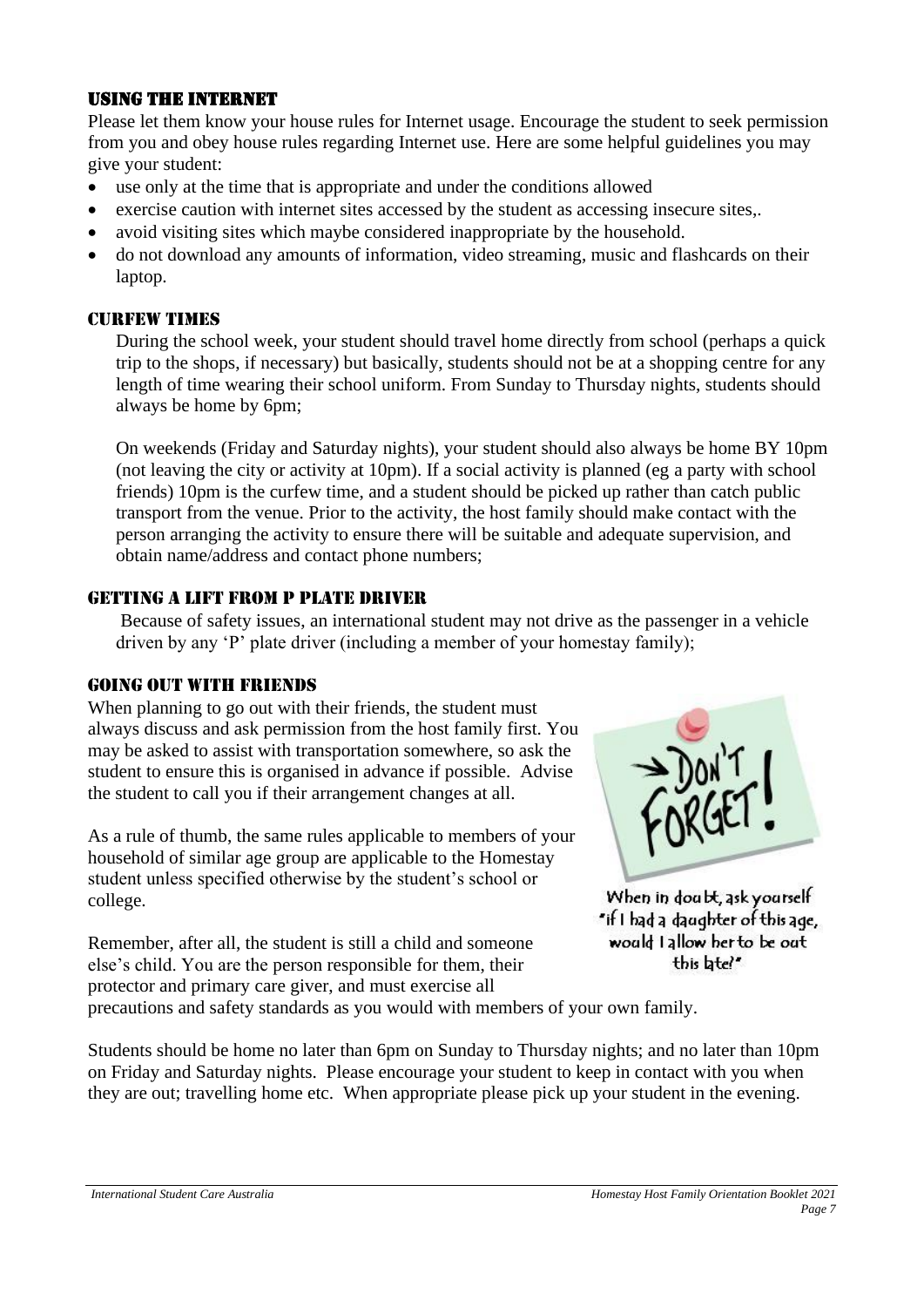## USING THE INTERNET

Please let them know your house rules for Internet usage. Encourage the student to seek permission from you and obey house rules regarding Internet use. Here are some helpful guidelines you may give your student:

- use only at the time that is appropriate and under the conditions allowed
- exercise caution with internet sites accessed by the student as accessing insecure sites,.
- avoid visiting sites which maybe considered inappropriate by the household.
- do not download any amounts of information, video streaming, music and flashcards on their laptop.

## CURFEW TIMES

During the school week, your student should travel home directly from school (perhaps a quick trip to the shops, if necessary) but basically, students should not be at a shopping centre for any length of time wearing their school uniform. From Sunday to Thursday nights, students should always be home by 6pm;

On weekends (Friday and Saturday nights), your student should also always be home BY 10pm (not leaving the city or activity at 10pm). If a social activity is planned (eg a party with school friends) 10pm is the curfew time, and a student should be picked up rather than catch public transport from the venue. Prior to the activity, the host family should make contact with the person arranging the activity to ensure there will be suitable and adequate supervision, and obtain name/address and contact phone numbers;

## GETTING A LIFT FROM P PLATE DRIVER

Because of safety issues, an international student may not drive as the passenger in a vehicle driven by any 'P' plate driver (including a member of your homestay family);

## GOING OUT WITH FRIENDS

When planning to go out with their friends, the student must always discuss and ask permission from the host family first. You may be asked to assist with transportation somewhere, so ask the student to ensure this is organised in advance if possible. Advise the student to call you if their arrangement changes at all.

As a rule of thumb, the same rules applicable to members of your household of similar age group are applicable to the Homestay student unless specified otherwise by the student's school or college.

DON'T FORGET!

When in doubt, ask yourself "if I had a daughter of this age, would I allow her to be out this late?"

Remember, after all, the student is still a child and someone else's child. You are the person responsible for them, their protector and primary care giver, and must exercise all precautions and safety standards as you would with members of your own family.

Students should be home no later than 6pm on Sunday to Thursday nights; and no later than 10pm on Friday and Saturday nights. Please encourage your student to keep in contact with you when they are out; travelling home etc. When appropriate please pick up your student in the evening.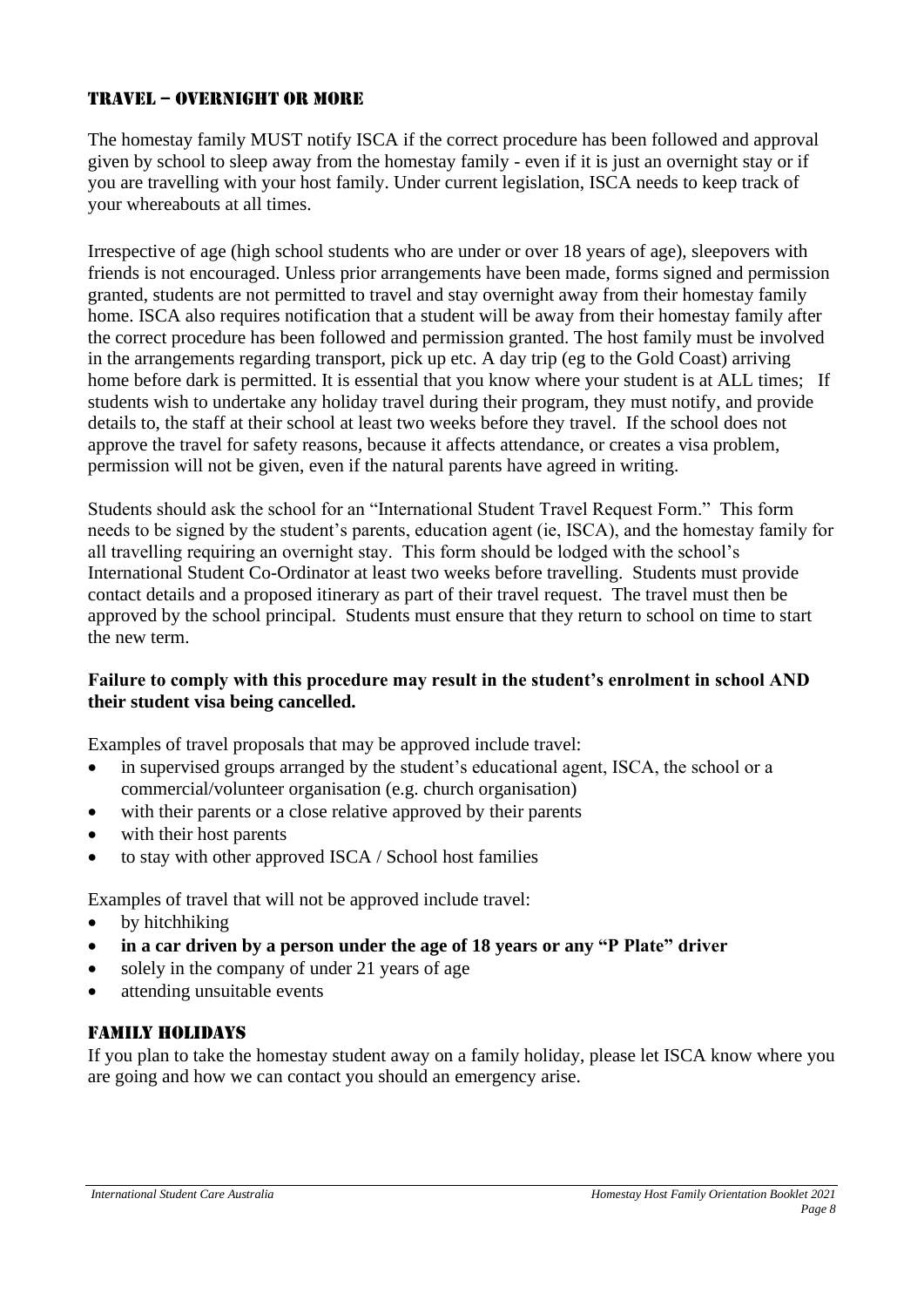## TRAVEL – OVERNIGHT OR MORE

The homestay family MUST notify ISCA if the correct procedure has been followed and approval given by school to sleep away from the homestay family - even if it is just an overnight stay or if you are travelling with your host family. Under current legislation, ISCA needs to keep track of your whereabouts at all times.

Irrespective of age (high school students who are under or over 18 years of age), sleepovers with friends is not encouraged. Unless prior arrangements have been made, forms signed and permission granted, students are not permitted to travel and stay overnight away from their homestay family home. ISCA also requires notification that a student will be away from their homestay family after the correct procedure has been followed and permission granted. The host family must be involved in the arrangements regarding transport, pick up etc. A day trip (eg to the Gold Coast) arriving home before dark is permitted. It is essential that you know where your student is at ALL times; If students wish to undertake any holiday travel during their program, they must notify, and provide details to, the staff at their school at least two weeks before they travel. If the school does not approve the travel for safety reasons, because it affects attendance, or creates a visa problem, permission will not be given, even if the natural parents have agreed in writing.

Students should ask the school for an "International Student Travel Request Form." This form needs to be signed by the student's parents, education agent (ie, ISCA), and the homestay family for all travelling requiring an overnight stay. This form should be lodged with the school's International Student Co-Ordinator at least two weeks before travelling. Students must provide contact details and a proposed itinerary as part of their travel request. The travel must then be approved by the school principal. Students must ensure that they return to school on time to start the new term.

**Failure to comply with this procedure may result in the student's enrolment in school AND their student visa being cancelled.**

Examples of travel proposals that may be approved include travel:

- in supervised groups arranged by the student's educational agent, ISCA, the school or a commercial/volunteer organisation (e.g. church organisation)
- with their parents or a close relative approved by their parents
- with their host parents
- to stay with other approved ISCA / School host families

Examples of travel that will not be approved include travel:

- by hitchhiking
- **in a car driven by a person under the age of 18 years or any "P Plate" driver**
- solely in the company of under 21 years of age
- attending unsuitable events

## FAMILY HOLIDAYS

If you plan to take the homestay student away on a family holiday, please let ISCA know where you are going and how we can contact you should an emergency arise.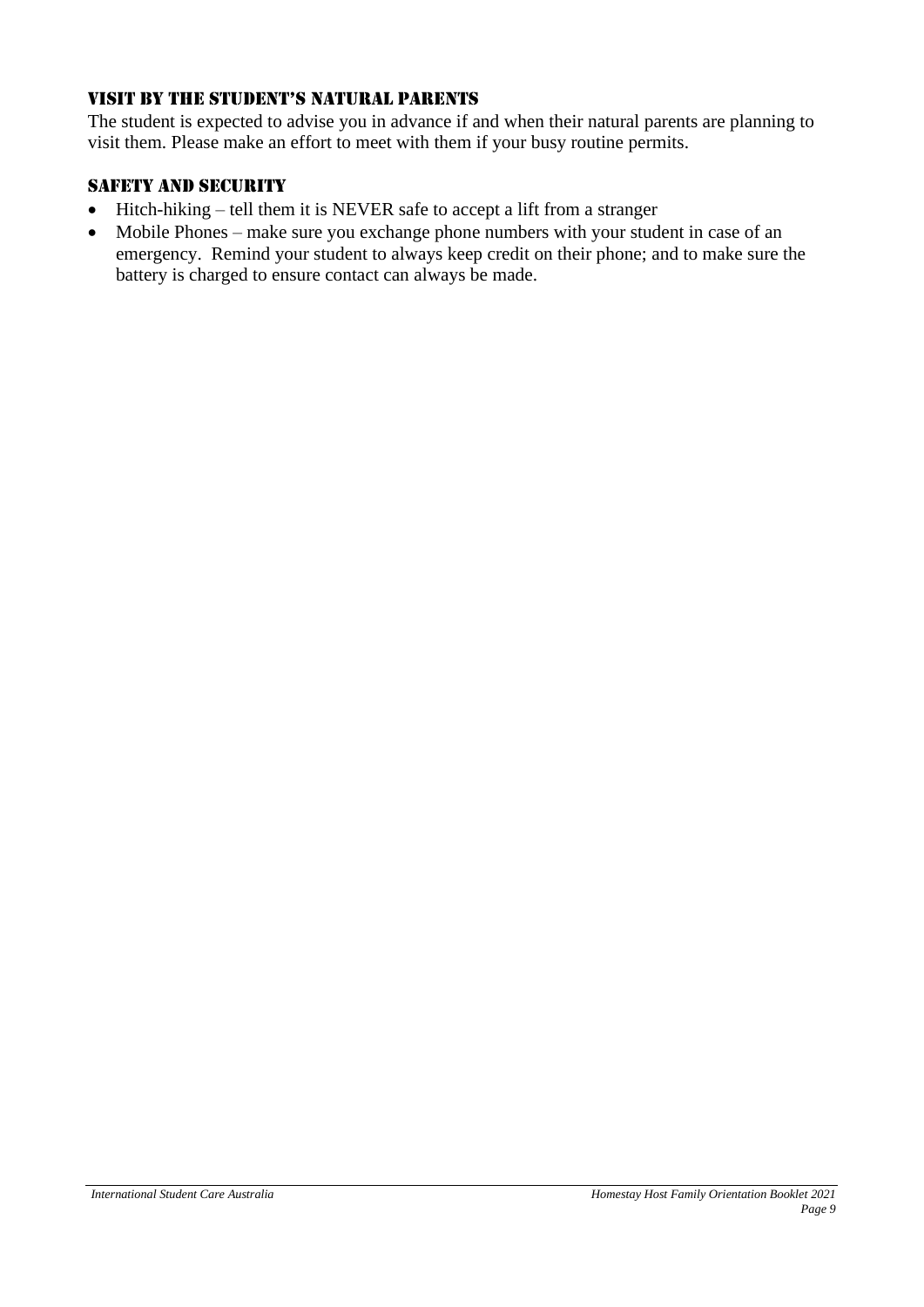## VISIT BY THE STUDENT'S NATURAL PARENTS

The student is expected to advise you in advance if and when their natural parents are planning to visit them. Please make an effort to meet with them if your busy routine permits.

## SAFETY AND SECURITY

- Hitch-hiking – tell them it is NEVER safe to accept a lift from a stranger
- Mobile Phones – make sure you exchange phone numbers with your student in case of an emergency. Remind your student to always keep credit on their phone; and to make sure the battery is charged to ensure contact can always be made.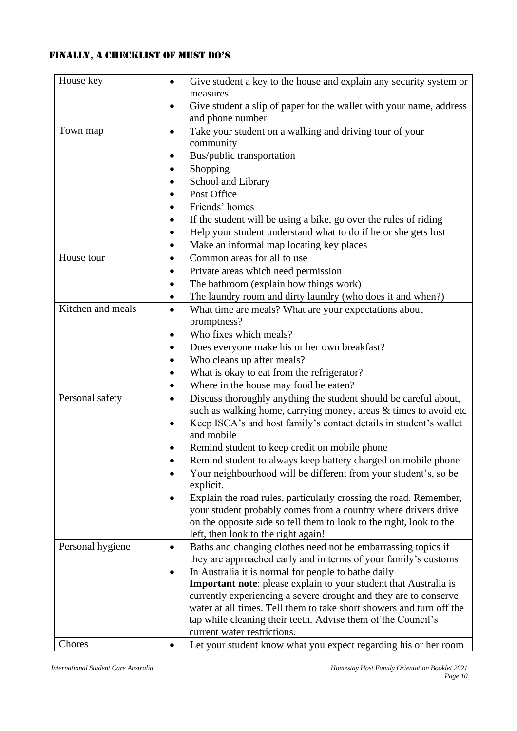## FINALLY, A CHECKLIST OF MUST DO'S

| | |
|---|---|
| House key | • Give student a key to the house and explain any security system or measures<br>• Give student a slip of paper for the wallet with your name, address and phone number |
| Town map | • Take your student on a walking and driving tour of your community<br>• Bus/public transportation<br>• Shopping<br>• School and Library<br>• Post Office<br>• Friends' homes<br>• If the student will be using a bike, go over the rules of riding<br>• Help your student understand what to do if he or she gets lost<br>• Make an informal map locating key places |
| House tour | • Common areas for all to use<br>• Private areas which need permission<br>• The bathroom (explain how things work)<br>• The laundry room and dirty laundry (who does it and when?) |
| Kitchen and meals | • What time are meals? What are your expectations about promptness?<br>• Who fixes which meals?<br>• Does everyone make his or her own breakfast?<br>• Who cleans up after meals?<br>• What is okay to eat from the refrigerator?<br>• Where in the house may food be eaten? |
| Personal safety | • Discuss thoroughly anything the student should be careful about, such as walking home, carrying money, areas & times to avoid etc<br>• Keep ISCA's and host family's contact details in student's wallet and mobile<br>• Remind student to keep credit on mobile phone<br>• Remind student to always keep battery charged on mobile phone<br>• Your neighbourhood will be different from your student's, so be explicit.<br>• Explain the road rules, particularly crossing the road. Remember, your student probably comes from a country where drivers drive on the opposite side so tell them to look to the right, look to the left, then look to the right again! |
| Personal hygiene | • Baths and changing clothes need not be embarrassing topics if they are approached early and in terms of your family's customs<br>• In Australia it is normal for people to bathe daily<br>**Important note**: please explain to your student that Australia is currently experiencing a severe drought and they are to conserve water at all times. Tell them to take short showers and turn off the tap while cleaning their teeth. Advise them of the Council's current water restrictions. |
| Chores | • Let your student know what you expect regarding his or her room |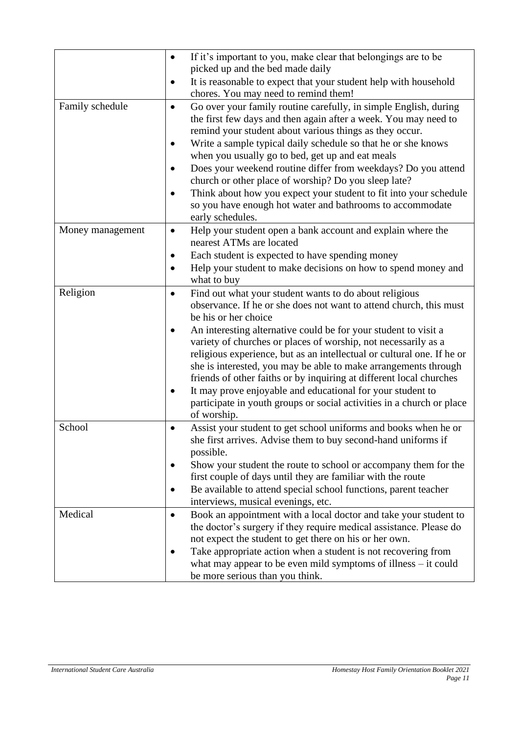| | |
|---|---|
| | • If it's important to you, make clear that belongings are to be picked up and the bed made daily<br>• It is reasonable to expect that your student help with household chores. You may need to remind them! |
| Family schedule | • Go over your family routine carefully, in simple English, during the first few days and then again after a week. You may need to remind your student about various things as they occur.<br>• Write a sample typical daily schedule so that he or she knows when you usually go to bed, get up and eat meals<br>• Does your weekend routine differ from weekdays? Do you attend church or other place of worship? Do you sleep late?<br>• Think about how you expect your student to fit into your schedule so you have enough hot water and bathrooms to accommodate early schedules. |
| Money management | • Help your student open a bank account and explain where the nearest ATMs are located<br>• Each student is expected to have spending money<br>• Help your student to make decisions on how to spend money and what to buy |
| Religion | • Find out what your student wants to do about religious observance. If he or she does not want to attend church, this must be his or her choice<br>• An interesting alternative could be for your student to visit a variety of churches or places of worship, not necessarily as a religious experience, but as an intellectual or cultural one. If he or she is interested, you may be able to make arrangements through friends of other faiths or by inquiring at different local churches<br>• It may prove enjoyable and educational for your student to participate in youth groups or social activities in a church or place of worship. |
| School | • Assist your student to get school uniforms and books when he or she first arrives. Advise them to buy second-hand uniforms if possible.<br>• Show your student the route to school or accompany them for the first couple of days until they are familiar with the route<br>• Be available to attend special school functions, parent teacher interviews, musical evenings, etc. |
| Medical | • Book an appointment with a local doctor and take your student to the doctor's surgery if they require medical assistance. Please do not expect the student to get there on his or her own.<br>• Take appropriate action when a student is not recovering from what may appear to be even mild symptoms of illness – it could be more serious than you think. |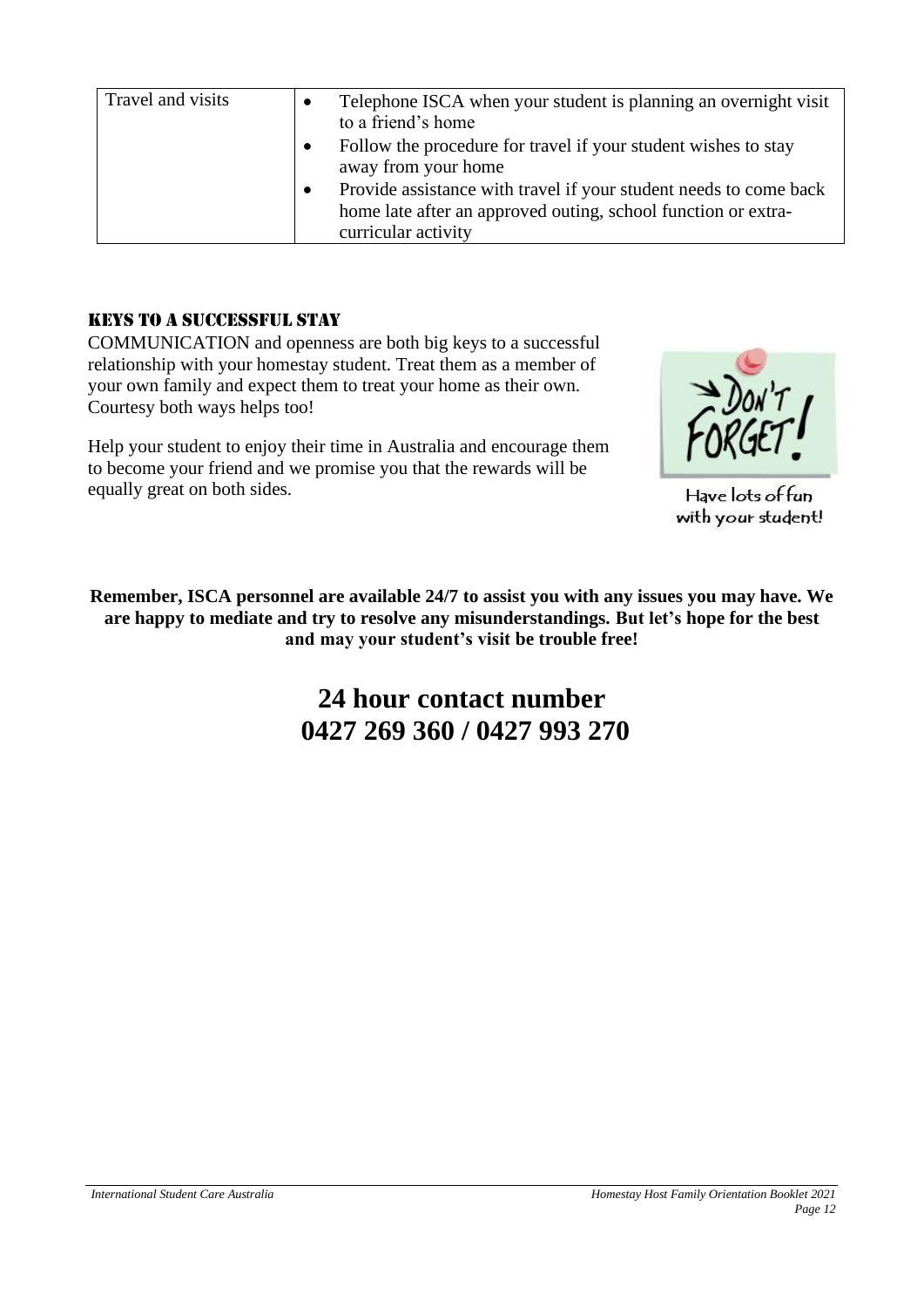| | |
|---|---|
| Travel and visits | • Telephone ISCA when your student is planning an overnight visit to a friend's home<br>• Follow the procedure for travel if your student wishes to stay away from your home<br>• Provide assistance with travel if your student needs to come back home late after an approved outing, school function or extra-curricular activity |

## KEYS TO A SUCCESSFUL STAY

COMMUNICATION and openness are both big keys to a successful relationship with your homestay student. Treat them as a member of your own family and expect them to treat your home as their own. Courtesy both ways helps too!

Help your student to enjoy their time in Australia and encourage them to become your friend and we promise you that the rewards will be equally great on both sides.

Don't Forget!

Have lots of fun with your student!

**Remember, ISCA personnel are available 24/7 to assist you with any issues you may have. We are happy to mediate and try to resolve any misunderstandings. But let's hope for the best and may your student's visit be trouble free!**

# 24 hour contact number
# 0427 269 360 / 0427 993 270